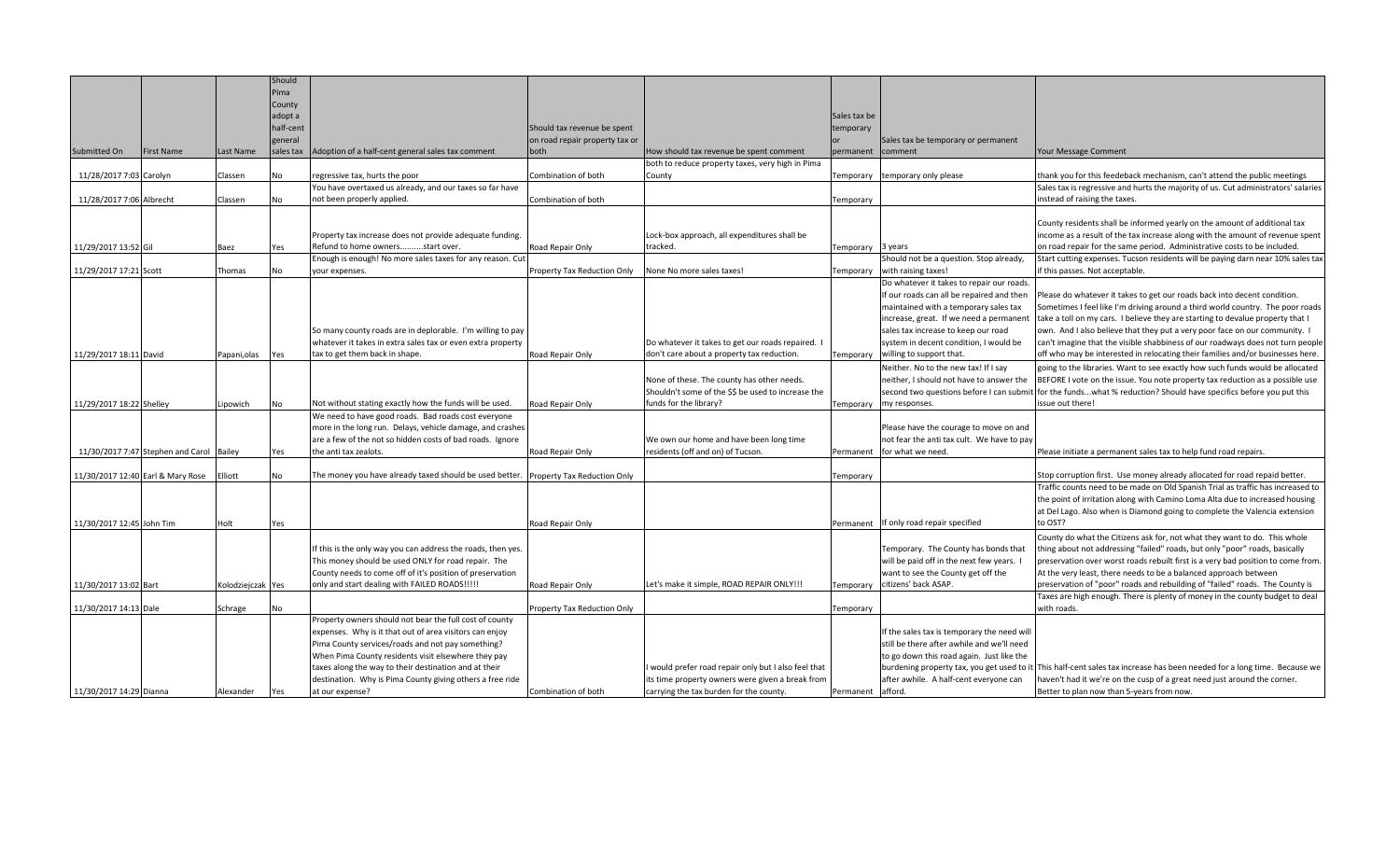| Submitted On | First Name | Last Name | Should Pima County adopt a half-cent general sales tax | Adoption of a half-cent general sales tax comment | Should tax revenue be spent on road repair property tax or both | How should tax revenue be spent comment | Sales tax be temporary or permanent | Sales tax be temporary or permanent comment | Your Message Comment |
|---|---|---|---|---|---|---|---|---|---|
| 11/28/2017 7:03 | Carolyn | Classen | No | regressive tax, hurts the poor | Combination of both | both to reduce property taxes, very high in Pima County | Temporary | temporary only please | thank you for this feedeback mechanism, can't attend the public meetings |
| 11/28/2017 7:06 | Albrecht | Classen | No | You have overtaxed us already, and our taxes so far have not been properly applied. | Combination of both | | Temporary | | Sales tax is regressive and hurts the majority of us. Cut administrators' salaries instead of raising the taxes. |
| 11/29/2017 13:52 | Gil | Baez | Yes | Property tax increase does not provide adequate funding. Refund to home owners..........start over. | Road Repair Only | Lock-box approach, all expenditures shall be tracked. | Temporary | 3 years | County residents shall be informed yearly on the amount of additional tax income as a result of the tax increase along with the amount of revenue spent on road repair for the same period. Administrative costs to be included. |
| 11/29/2017 17:21 | Scott | Thomas | No | Enough is enough! No more sales taxes for any reason. Cut your expenses. | Property Tax Reduction Only | None No more sales taxes! | Temporary | Should not be a question. Stop already, with raising taxes! | Start cutting expenses. Tucson residents will be paying darn near 10% sales tax if this passes. Not acceptable. |
| 11/29/2017 18:11 | David | Papani,olas | Yes | So many county roads are in deplorable. I'm willing to pay whatever it takes in extra sales tax or even extra property tax to get them back in shape. | Road Repair Only | Do whatever it takes to get our roads repaired. I don't care about a property tax reduction. | Temporary | Do whatever it takes to repair our roads. If our roads can all be repaired and then maintained with a temporary sales tax increase, great. If we need a permanent sales tax increase to keep our road system in decent condition, I would be willing to support that. | Please do whatever it takes to get our roads back into decent condition. Sometimes I feel like I'm driving around a third world country. The poor roads take a toll on my cars. I believe they are starting to devalue property that I own. And I also believe that they put a very poor face on our community. I can't imagine that the visible shabbiness of our roadways does not turn people off who may be interested in relocating their families and/or businesses here. |
| 11/29/2017 18:22 | Shelley | Lipowich | No | Not without stating exactly how the funds will be used. | Road Repair Only | None of these. The county has other needs. Shouldn't some of the $$ be used to increase the funds for the library? | Temporary | Neither. No to the new tax! If I say neither, I should not have to answer the second two questions before I can submit my responses. | going to the libraries. Want to see exactly how such funds would be allocated BEFORE I vote on the issue. You note property tax reduction as a possible use for the funds...what % reduction? Should have specifics before you put this issue out there! |
| 11/30/2017 7:47 | Stephen and Carol | Bailey | Yes | We need to have good roads. Bad roads cost everyone more in the long run. Delays, vehicle damage, and crashes are a few of the not so hidden costs of bad roads. Ignore the anti tax zealots. | Road Repair Only | We own our home and have been long time residents (off and on) of Tucson. | Permanent | Please have the courage to move on and not fear the anti tax cult. We have to pay for what we need. | Please initiate a permanent sales tax to help fund road repairs. |
| 11/30/2017 12:40 | Earl & Mary Rose | Elliott | No | The money you have already taxed should be used better. | Property Tax Reduction Only | | Temporary | | Stop corruption first. Use money already allocated for road repaid better. |
| 11/30/2017 12:45 | John Tim | Holt | Yes | | Road Repair Only | | Permanent | If only road repair specified | Traffic counts need to be made on Old Spanish Trial as traffic has increased to the point of irritation along with Camino Loma Alta due to increased housing at Del Lago. Also when is Diamond going to complete the Valencia extension to OST? |
| 11/30/2017 13:02 | Bart | Kolodziejczak | Yes | If this is the only way you can address the roads, then yes. This money should be used ONLY for road repair. The County needs to come off of it's position of preservation only and start dealing with FAILED ROADS!!!!! | Road Repair Only | Let's make it simple, ROAD REPAIR ONLY!!! | Temporary | Temporary. The County has bonds that will be paid off in the next few years. I want to see the County get off the citizens' back ASAP. | County do what the Citizens ask for, not what they want to do. This whole thing about not addressing "failed" roads, but only "poor" roads, basically preservation over worst roads rebuilt first is a very bad position to come from. At the very least, there needs to be a balanced approach between preservation of "poor" roads and rebuilding of "failed" roads. The County is |
| 11/30/2017 14:13 | Dale | Schrage | No | | Property Tax Reduction Only | | Temporary | | Taxes are high enough. There is plenty of money in the county budget to deal with roads. |
| 11/30/2017 14:29 | Dianna | Alexander | Yes | Property owners should not bear the full cost of county expenses. Why is it that out of area visitors can enjoy Pima County services/roads and not pay something? When Pima County residents visit elsewhere they pay taxes along the way to their destination and at their destination. Why is Pima County giving others a free ride at our expense? | Combination of both | I would prefer road repair only but I also feel that its time property owners were given a break from carrying the tax burden for the county. | Permanent | If the sales tax is temporary the need will still be there after awhile and we'll need to go down this road again. Just like the burdening property tax, you get used to it after awhile. A half-cent everyone can afford. | This half-cent sales tax increase has been needed for a long time. Because we haven't had it we're on the cusp of a great need just around the corner. Better to plan now than 5-years from now. |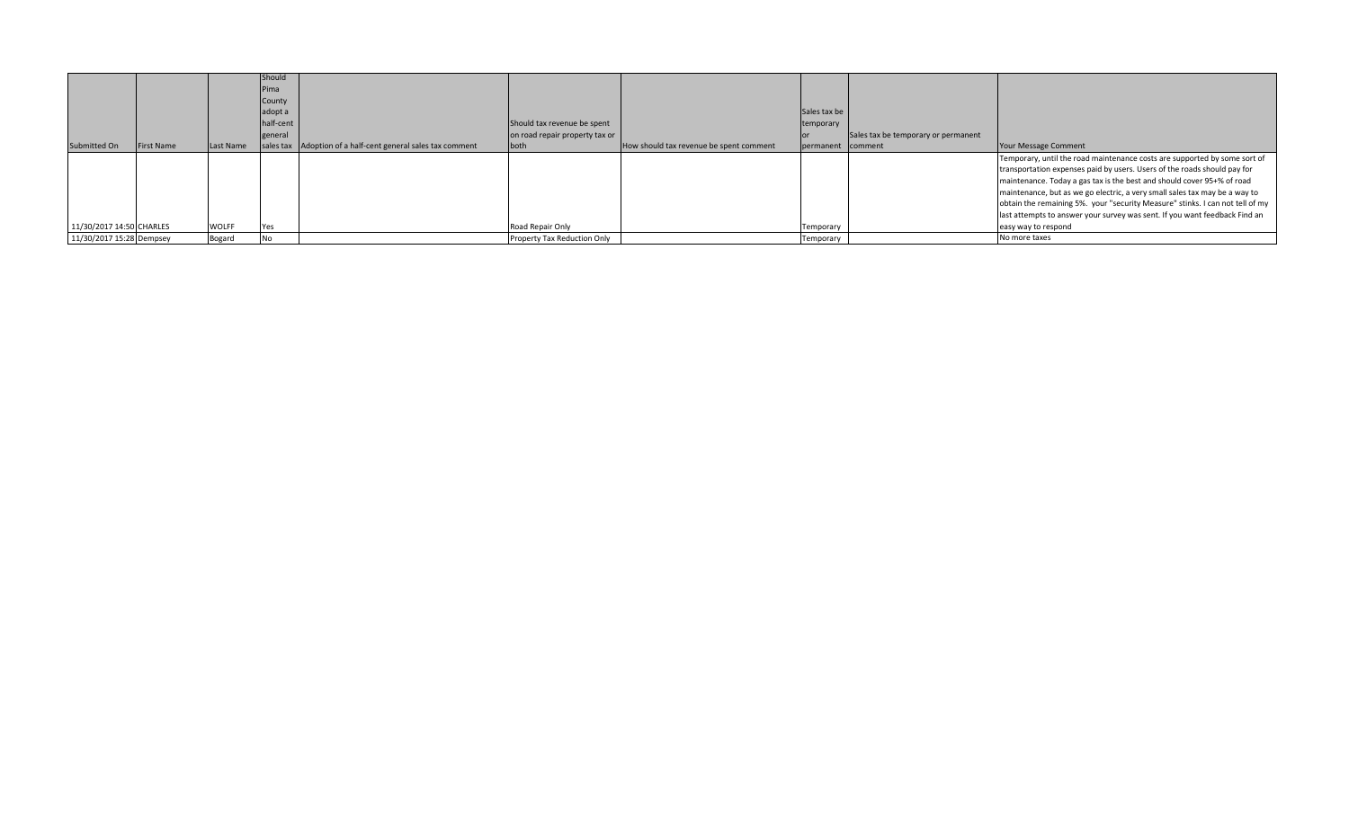| Submitted On | First Name | Last Name | Should Pima County adopt a half-cent general sales tax | Adoption of a half-cent general sales tax comment | Should tax revenue be spent on road repair property tax or both | How should tax revenue be spent comment | Sales tax be temporary or permanent | Sales tax be temporary or permanent comment | Your Message Comment |
|---|---|---|---|---|---|---|---|---|---|
| 11/30/2017 14:50 | CHARLES | WOLFF | Yes | | Road Repair Only | | Temporary | | Temporary, until the road maintenance costs are supported by some sort of transportation expenses paid by users. Users of the roads should pay for maintenance. Today a gas tax is the best and should cover 95+% of road maintenance, but as we go electric, a very small sales tax may be a way to obtain the remaining 5%. your "security Measure" stinks. I can not tell of my last attempts to answer your survey was sent. If you want feedback Find an easy way to respond |
| 11/30/2017 15:28 | Dempsey | Bogard | No | | Property Tax Reduction Only | | Temporary | | No more taxes |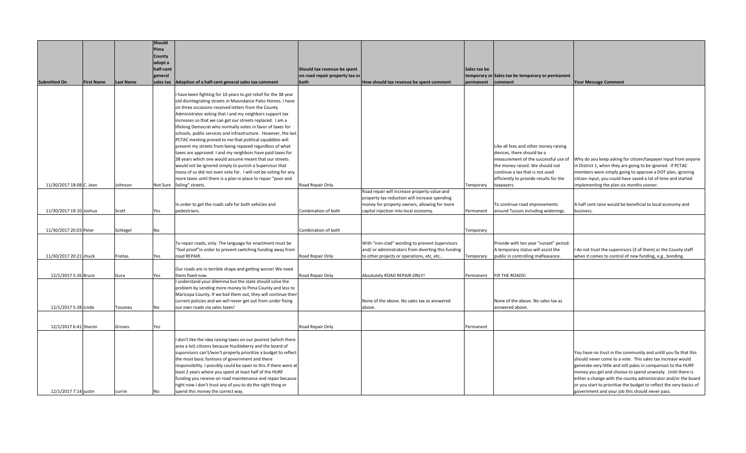| Submitted On | First Name | Last Name | Should Pima County adopt a half-cent general sales tax | Adoption of a half-cent general sales tax comment | Should tax revenue be spent on road repair property tax or both | How should tax revenue be spent comment | Sales tax be temporary or permanent | Sales tax be temporary or permanent comment | Your Message Comment |
|---|---|---|---|---|---|---|---|---|---|
| 11/30/2017 18:08 | C. Jean | Johnson | Not Sure | I have been fighting for 10 years to get relief for the 38 year old disintegrating streets in Moondance Patio Homes. I have on three occasions received letters from the County Administrator asking that I and my neighbors support tax increases so that we can get our streets replaced. I am a lifelong Democrat who normally votes in favor of taxes for schools, public services and infrastructure. However, the last PCTAC meeting proved to me that political squabbles will prevent my streets from being repaved regardless of what taxes are approved. I and my neighbors have paid taxes for 38 years which one would assume meant that our streets would not be ignored simply to punish a Supervisor that many of us did not even vote for. I will not be voting for any more taxes until there is a plan in place to repair "poor and failing" streets. | Road Repair Only | | Temporary | Like all fees and other money raising devices, there should be a measurement of the successful use of the money raised. We should not continue a tax that is not used efficiently to provide results for the taxpayers. | Why do you keep asking for citizen/taxpayer input from anyone in District 1, when they are going to be ignored. If PCTAC members were simply going to approve a DOT plan, ignoring citizen input, you could have saved a lot of time and started implementing the plan six months sooner. |
| 11/30/2017 19:10 | Joshua | Scott | Yes | In order to get the roads safe for both vehicles and pedestrians. | Combination of both | Road repair will increase property value and property tax reduction will increase spending money for property owners, allowing for more capital injection into local economy. | Permanent | To continue road improvements around Tucson including widenings. | A half cent raise would be beneficial to local economy and business. |
| 11/30/2017 20:03 | Peter | Schlegel | No | | Combination of both | | Temporary | | |
| 11/30/2017 20:21 | chuck | Freitas | Yes | To repair roads, only. The language for enactment must be "fool proof"in order to prevent switching funding away from road REPAIR. | Road Repair Only | With "iron-clad" wording to prevent Supervisors and/ or administrators from diverting this funding to other projects or operations, etc, etc.. | Temporary | Provide with ten year "sunset" period. A temporary status will assist the public in controlling malfeasance. | I do not trust the supervisors (3 of them) or the County staff when it comes to control of new funding, e.g., bonding. |
| 12/1/2017 5:26 | Bruce | Gura | Yes | Our roads are in terrible shape and getting worse! We need them fixed now. | Road Repair Only | Absolutely ROAD REPAIR ONLY! | Permanent | FIX THE ROADS! | |
| 12/1/2017 5:28 | Linda | Touzeau | No | I understand your dilemma but the state should solve the problem by sending more money to Pima County and less to Maricopa County. If we bail them out, they will continue their current policies and we will never get out from under fixing our own roads via sales taxes! | | None of the above. No sales tax as answered above. | | None of the above. No sales tax as answered above. | |
| 12/1/2017 6:41 | Sharon | Groves | Yes | | Road Repair Only | | Permanent | | |
| 12/1/2017 7:14 | justin | currie | No | I don't like the idea raising taxes on our poorest (which there area a lot) citizens because Huckleberry and the board of suporvisors can't/won't properly prioritize a budget to reflect the most basic funtions of government and there responsibility. I possibly could be open to this if there were at least 2 years where you spent at least half of the HURF funding you receive on road maintenance and repair because right now I don't trust any of you to do the right thing or spend this money the correct way. | | | | | You have no trust in the community and untill you fix that this should never come to a vote. This sales tax increase would generate very little and still pales in comparison to the HURF money you get and choose to spend unwisely. Until there is either a change with the county administrator and/or the board or you start to prioritize the budget to reflect the very basics of government and your job this should never pass. |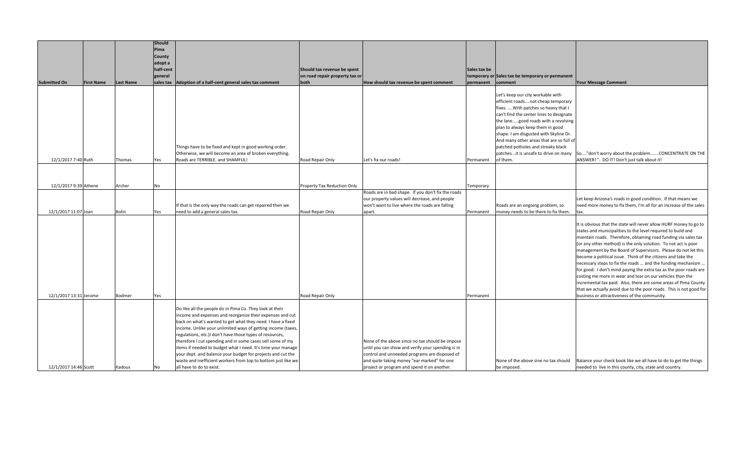| Submitted On | First Name | Last Name | Should Pima County adopt a half-cent general sales tax | Adoption of a half-cent general sales tax comment | Should tax revenue be spent on road repair property tax or both | How should tax revenue be spent comment | Sales tax be temporary or permanent | Sales tax be temporary or permanent comment | Your Message Comment |
|---|---|---|---|---|---|---|---|---|---|
| 12/1/2017 7:40 | Ruth | Thomas | Yes | Things have to be fixed and kept in good working order. Otherwise, we will become an area of broken everything. Roads are TERRIBLE. and SHAMFUL! | Road Repair Only | Let's fix our roads! | Permanent | Let's keep our city workable with efficient roads....not cheap temporary fixes. ....With patches so heavy that I can't find the center lines to designate the lane.....good roads with a revolving plan to always keep them in good shape. I am disgusted with Skyline Dr. And many other areas that are so full of patched potholes and streaky black patches...it is unsafe to drive on many of them. | So...."don't worry about the problem.......CONCENTRATE ON THE ANSWER! ". DO IT! Don't just talk about it! |
| 12/1/2017 9:39 | Athene | Archer | No | | Property Tax Reduction Only | | Temporary | | |
| 12/1/2017 11:07 | Joan | Bolin | Yes | If that is the only way the roads can get repaired then we need to add a general sales tax. | Road Repair Only | Roads are in bad shape. If you don't fix the roads our property values will decrease, and people won't want to live where the roads are falling apart. | Permanent | Roads are an ongoing problem, so money needs to be there to fix them. | Let keep Arizona's roads in good condition. If that means we need more money to fix them, I'm all for an increase of the sales tax. |
| 12/1/2017 13:31 | Jerome | Bodmer | Yes | | Road Repair Only | | Permanent | | It is obvious that the state will never allow HURF money to go to states and municipalities to the level required to build and maintain roads. Therefore, obtaining road funding via sales tax (or any other method) is the only solution. To not act is poor management by the Board of Supervisors. Please do not let this become a political issue. Think of the citizens and take the necessary steps to fix the roads ... and the funding mechanism ... for good. I don't mind paying the extra tax as the poor roads are costing me more in wear and tear on our vehicles than the incremental tax paid. Also, there are some areas of Pima County that we actually avoid due to the poor roads. This is not good for business or attractiveness of the community. |
| 12/1/2017 14:46 | Scott | Kadous | No | Do like all the people do in Pima Co. They look at their income and expenses and reorganize their expenses and cut back on what's wanted to get what they need. I have a fixed income. Unlike your unlimited ways of getting income (taxes, regulations, etc.)I don't have those types of resources, therefore I cut spending and in some cases sell some of my items if needed to budget what I need. It's time your manage your dept. and balance your budget for projects and cut the waste and inefficient workers from top to bottom just like we all have to do to exist. | | None of the above since no tax should be impose until you can show and verify your spending is in control and unneeded programs are disposed of and quite taking money "ear marked" for one project or program and spend it on another. | | None of the above sine no tax should be imposed. | Balance your check book like we all have to do to get the things needed to live in this county, city, state and country. |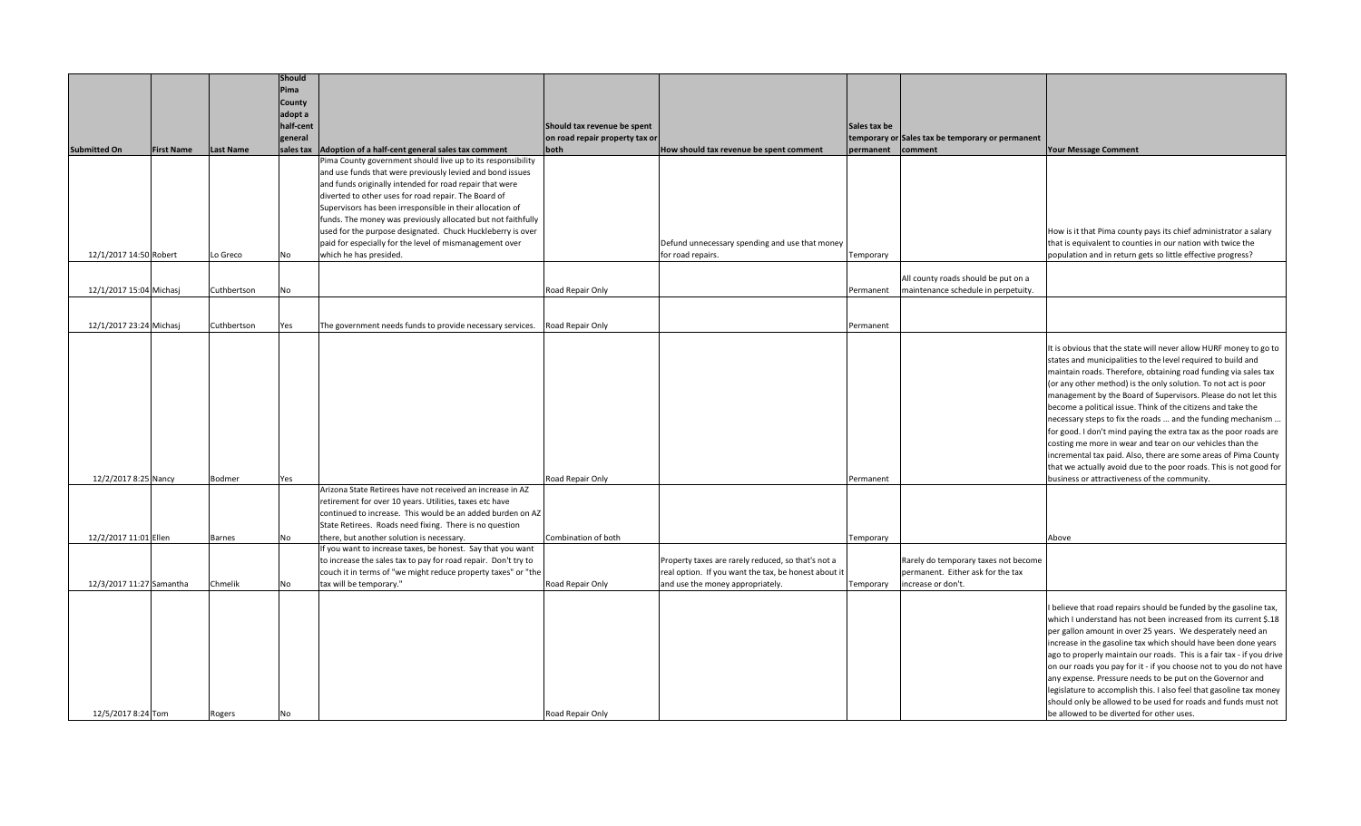| Submitted On | First Name | Last Name | Should Pima County adopt a half-cent general sales tax | Adoption of a half-cent general sales tax comment | Should tax revenue be spent on road repair property tax or both | How should tax revenue be spent comment | Sales tax be temporary or permanent | Sales tax be temporary or permanent comment | Your Message Comment |
|---|---|---|---|---|---|---|---|---|---|
| 12/1/2017 14:50 | Robert | Lo Greco | No | Pima County government should live up to its responsibility and use funds that were previously levied and bond issues and funds originally intended for road repair that were diverted to other uses for road repair. The Board of Supervisors has been irresponsible in their allocation of funds. The money was previously allocated but not faithfully used for the purpose designated. Chuck Huckleberry is over paid for especially for the level of mismanagement over which he has presided. | | Defund unnecessary spending and use that money for road repairs. | Temporary | | How is it that Pima county pays its chief administrator a salary that is equivalent to counties in our nation with twice the population and in return gets so little effective progress? |
| 12/1/2017 15:04 | Michasj | Cuthbertson | No | | Road Repair Only | | Permanent | All county roads should be put on a maintenance schedule in perpetuity. | |
| 12/1/2017 23:24 | Michasj | Cuthbertson | Yes | The government needs funds to provide necessary services. | Road Repair Only | | Permanent | | |
| 12/2/2017 8:25 | Nancy | Bodmer | Yes | | Road Repair Only | | Permanent | | It is obvious that the state will never allow HURF money to go to states and municipalities to the level required to build and maintain roads. Therefore, obtaining road funding via sales tax (or any other method) is the only solution. To not act is poor management by the Board of Supervisors. Please do not let this become a political issue. Think of the citizens and take the necessary steps to fix the roads ... and the funding mechanism ... for good. I don't mind paying the extra tax as the poor roads are costing me more in wear and tear on our vehicles than the incremental tax paid. Also, there are some areas of Pima County that we actually avoid due to the poor roads. This is not good for business or attractiveness of the community. |
| 12/2/2017 11:01 | Ellen | Barnes | No | Arizona State Retirees have not received an increase in AZ retirement for over 10 years. Utilities, taxes etc have continued to increase. This would be an added burden on AZ State Retirees. Roads need fixing. There is no question there, but another solution is necessary. | Combination of both | | Temporary | | Above |
| 12/3/2017 11:27 | Samantha | Chmelik | No | If you want to increase taxes, be honest. Say that you want to increase the sales tax to pay for road repair. Don't try to couch it in terms of "we might reduce property taxes" or "the tax will be temporary." | Road Repair Only | Property taxes are rarely reduced, so that's not a real option. If you want the tax, be honest about it and use the money appropriately. | Temporary | Rarely do temporary taxes not become permanent. Either ask for the tax increase or don't. | |
| 12/5/2017 8:24 | Tom | Rogers | No | | Road Repair Only | | | | I believe that road repairs should be funded by the gasoline tax, which I understand has not been increased from its current $.18 per gallon amount in over 25 years. We desperately need an increase in the gasoline tax which should have been done years ago to properly maintain our roads. This is a fair tax - if you drive on our roads you pay for it - if you choose not to you do not have any expense. Pressure needs to be put on the Governor and legislature to accomplish this. I also feel that gasoline tax money should only be allowed to be used for roads and funds must not be allowed to be diverted for other uses. |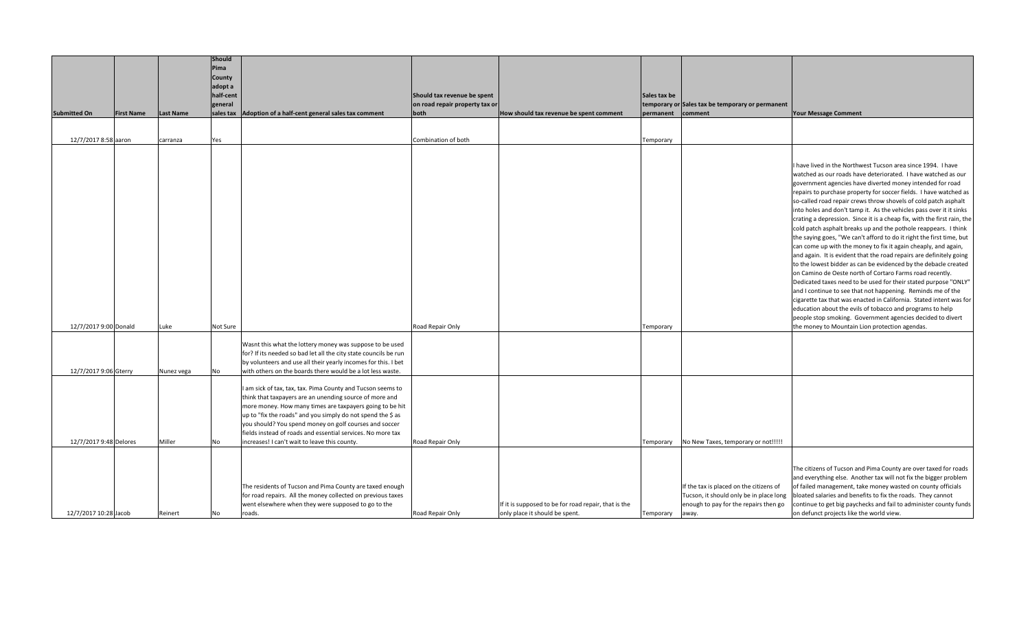| Submitted On | First Name | Last Name | Should Pima County adopt a half-cent general sales tax | Adoption of a half-cent general sales tax comment | Should tax revenue be spent on road repair property tax or both | How should tax revenue be spent comment | Sales tax be temporary or permanent | Sales tax be temporary or permanent comment | Your Message Comment |
|---|---|---|---|---|---|---|---|---|---|
| 12/7/2017 8:58 | aaron | carranza | Yes | | Combination of both | | Temporary | | |
| 12/7/2017 9:00 | Donald | Luke | Not Sure | | Road Repair Only | | Temporary | | I have lived in the Northwest Tucson area since 1994. I have watched as our roads have deteriorated. I have watched as our government agencies have diverted money intended for road repairs to purchase property for soccer fields. I have watched as so-called road repair crews throw shovels of cold patch asphalt into holes and don't tamp it. As the vehicles pass over it it sinks crating a depression. Since it is a cheap fix, with the first rain, the cold patch asphalt breaks up and the pothole reappears. I think the saying goes, "We can't afford to do it right the first time, but can come up with the money to fix it again cheaply, and again, and again. It is evident that the road repairs are definitely going to the lowest bidder as can be evidenced by the debacle created on Camino de Oeste north of Cortaro Farms road recently. Dedicated taxes need to be used for their stated purpose "ONLY" and I continue to see that not happening. Reminds me of the cigarette tax that was enacted in California. Stated intent was for education about the evils of tobacco and programs to help people stop smoking. Government agencies decided to divert the money to Mountain Lion protection agendas. |
| 12/7/2017 9:06 | Gterry | Nunez vega | No | Wasnt this what the lottery money was suppose to be used for? If its needed so bad let all the city state councils be run by volunteers and use all their yearly incomes for this. I bet with others on the boards there would be a lot less waste. | | | | | |
| 12/7/2017 9:48 | Delores | Miller | No | I am sick of tax, tax, tax. Pima County and Tucson seems to think that taxpayers are an unending source of more and more money. How many times are taxpayers going to be hit up to "fix the roads" and you simply do not spend the $ as you should? You spend money on golf courses and soccer fields instead of roads and essential services. No more tax increases! I can't wait to leave this county. | Road Repair Only | | Temporary | No New Taxes, temporary or not!!!!! | |
| 12/7/2017 10:28 | Jacob | Reinert | No | The residents of Tucson and Pima County are taxed enough for road repairs. All the money collected on previous taxes went elsewhere when they were supposed to go to the roads. | Road Repair Only | If it is supposed to be for road repair, that is the only place it should be spent. | Temporary | If the tax is placed on the citizens of Tucson, it should only be in place long enough to pay for the repairs then go away. | The citizens of Tucson and Pima County are over taxed for roads and everything else. Another tax will not fix the bigger problem of failed management, take money wasted on county officials bloated salaries and benefits to fix the roads. They cannot continue to get big paychecks and fail to administer county funds on defunct projects like the world view. |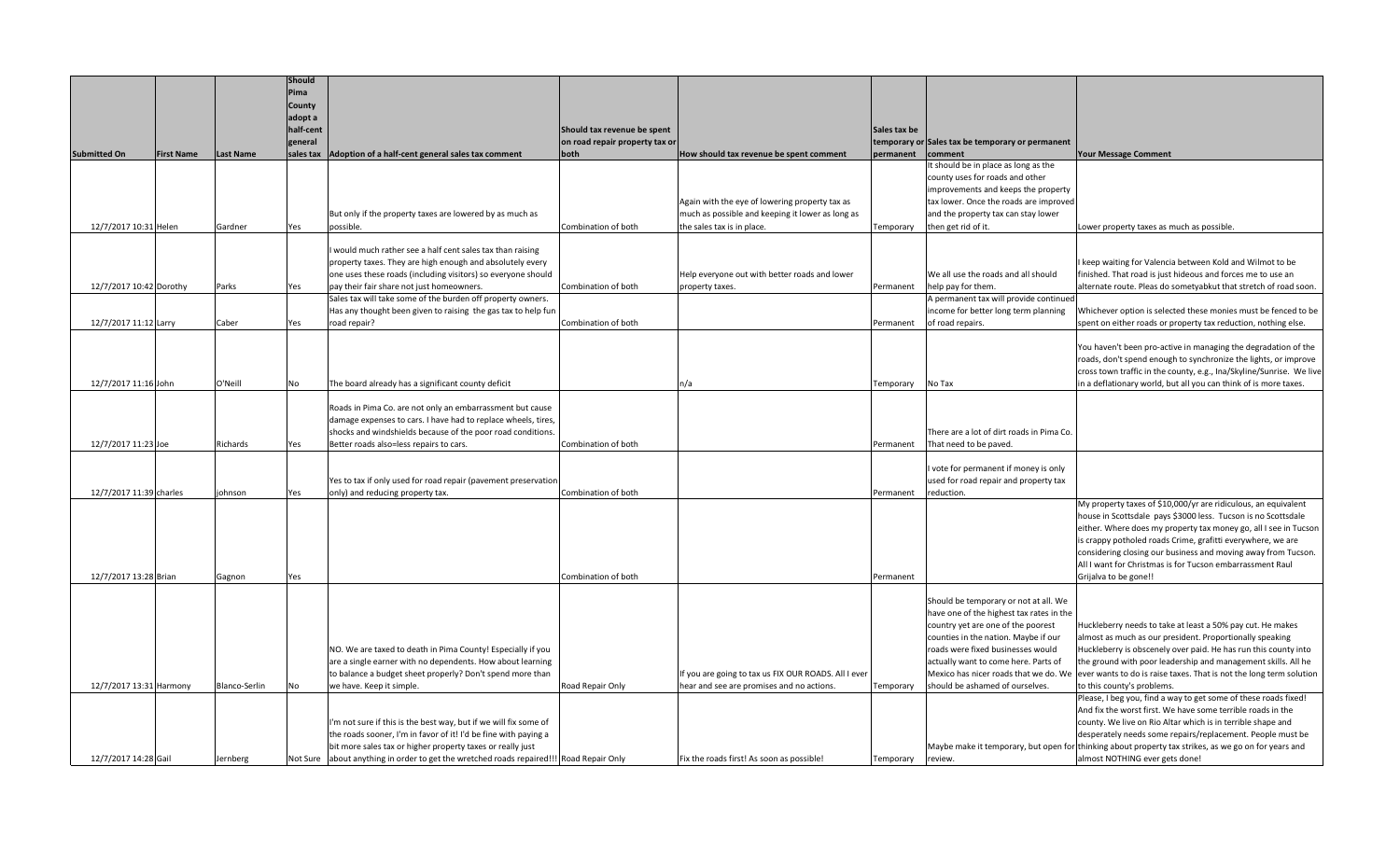| Submitted On | First Name | Last Name | Should Pima County adopt a half-cent general sales tax | Adoption of a half-cent general sales tax comment | Should tax revenue be spent on road repair property tax or both | How should tax revenue be spent comment | Sales tax be temporary or permanent | Sales tax be temporary or permanent comment | Your Message Comment |
|---|---|---|---|---|---|---|---|---|---|
| 12/7/2017 10:31 | Helen | Gardner | Yes | But only if the property taxes are lowered by as much as possible. | Combination of both | Again with the eye of lowering property tax as much as possible and keeping it lower as long as the sales tax is in place. | Temporary | It should be in place as long as the county uses for roads and other improvements and keeps the property tax lower. Once the roads are improved and the property tax can stay lower then get rid of it. | Lower property taxes as much as possible. |
| 12/7/2017 10:42 | Dorothy | Parks | Yes | I would much rather see a half cent sales tax than raising property taxes. They are high enough and absolutely every one uses these roads (including visitors) so everyone should pay their fair share not just homeowners. | Combination of both | Help everyone out with better roads and lower property taxes. | Permanent | We all use the roads and all should help pay for them. | I keep waiting for Valencia between Kold and Wilmot to be finished. That road is just hideous and forces me to use an alternate route. Pleas do sometyabkut that stretch of road soon. |
| 12/7/2017 11:12 | Larry | Caber | Yes | Sales tax will take some of the burden off property owners. Has any thought been given to raising the gas tax to help fun road repair? | Combination of both | | Permanent | A permanent tax will provide continued income for better long term planning of road repairs. | Whichever option is selected these monies must be fenced to be spent on either roads or property tax reduction, nothing else. |
| 12/7/2017 11:16 | John | O'Neill | No | The board already has a significant county deficit | | n/a | Temporary | No Tax | You haven't been pro-active in managing the degradation of the roads, don't spend enough to synchronize the lights, or improve cross town traffic in the county, e.g., Ina/Skyline/Sunrise. We live in a deflationary world, but all you can think of is more taxes. |
| 12/7/2017 11:23 | Joe | Richards | Yes | Roads in Pima Co. are not only an embarrassment but cause damage expenses to cars. I have had to replace wheels, tires, shocks and windshields because of the poor road conditions. Better roads also=less repairs to cars. | Combination of both | | Permanent | There are a lot of dirt roads in Pima Co. That need to be paved. | |
| 12/7/2017 11:39 | charles | johnson | Yes | Yes to tax if only used for road repair (pavement preservation only) and reducing property tax. | Combination of both | | Permanent | I vote for permanent if money is only used for road repair and property tax reduction. | |
| 12/7/2017 13:28 | Brian | Gagnon | Yes | | Combination of both | | Permanent | | My property taxes of $10,000/yr are ridiculous, an equivalent house in Scottsdale pays $3000 less. Tucson is no Scottsdale either. Where does my property tax money go, all I see in Tucson is crappy potholed roads Crime, grafitti everywhere, we are considering closing our business and moving away from Tucson. All I want for Christmas is for Tucson embarrassment Raul Grijalva to be gone!! |
| 12/7/2017 13:31 | Harmony | Blanco-Serlin | No | NO. We are taxed to death in Pima County! Especially if you are a single earner with no dependents. How about learning to balance a budget sheet properly? Don't spend more than we have. Keep it simple. | Road Repair Only | If you are going to tax us FIX OUR ROADS. All I ever hear and see are promises and no actions. | Temporary | Should be temporary or not at all. We have one of the highest tax rates in the country yet are one of the poorest counties in the nation. Maybe if our roads were fixed businesses would actually want to come here. Parts of Mexico has nicer roads that we do. We should be ashamed of ourselves. | Huckleberry needs to take at least a 50% pay cut. He makes almost as much as our president. Proportionally speaking Huckleberry is obscenely over paid. He has run this county into the ground with poor leadership and management skills. All he ever wants to do is raise taxes. That is not the long term solution to this county's problems. |
| 12/7/2017 14:28 | Gail | Jernberg | Not Sure | I'm not sure if this is the best way, but if we will fix some of the roads sooner, I'm in favor of it! I'd be fine with paying a bit more sales tax or higher property taxes or really just about anything in order to get the wretched roads repaired!!! | Road Repair Only | Fix the roads first! As soon as possible! | Temporary | Maybe make it temporary, but open for review. | Please, I beg you, find a way to get some of these roads fixed! And fix the worst first. We have some terrible roads in the county. We live on Rio Altar which is in terrible shape and desperately needs some repairs/replacement. People must be thinking about property tax strikes, as we go on for years and almost NOTHING ever gets done! |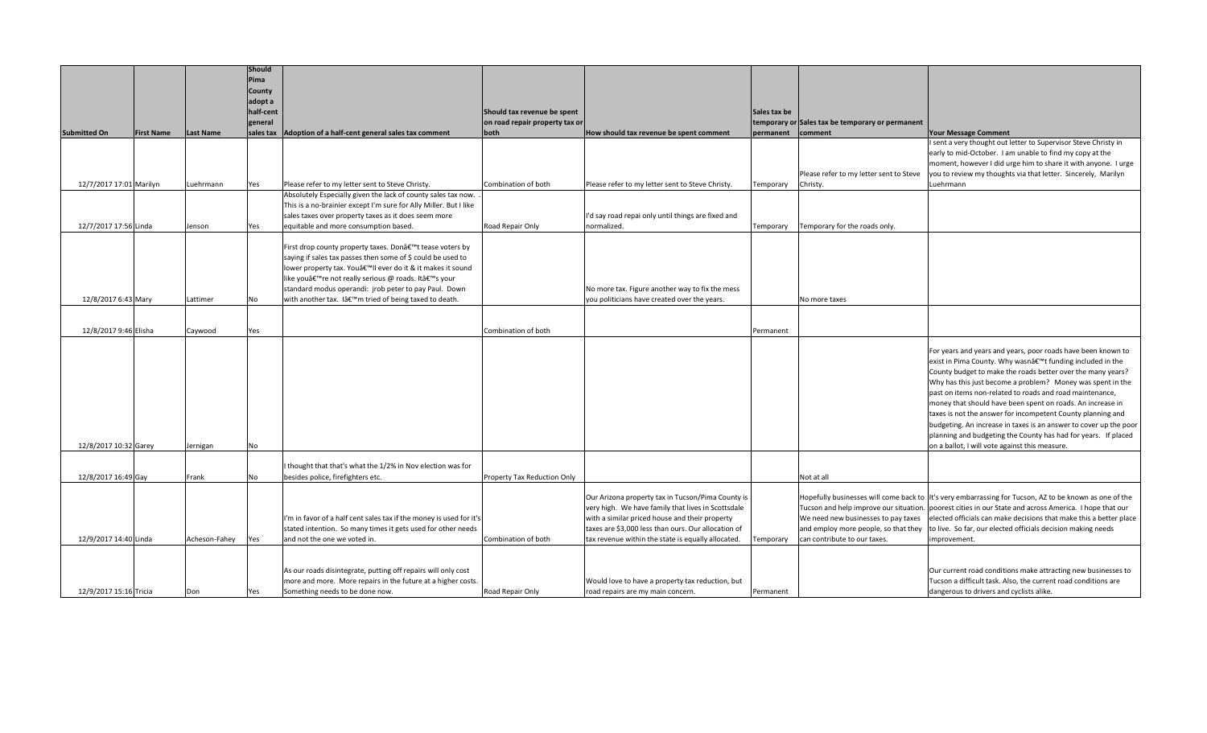| Submitted On | First Name | Last Name | Should Pima County adopt a half-cent general sales tax | Adoption of a half-cent general sales tax comment | Should tax revenue be spent on road repair property tax or both | How should tax revenue be spent comment | Sales tax be temporary or permanent | Sales tax be temporary or permanent comment | Your Message Comment |
|---|---|---|---|---|---|---|---|---|---|
| 12/7/2017 17:01 | Marilyn | Luehrmann | Yes | Please refer to my letter sent to Steve Christy. | Combination of both | Please refer to my letter sent to Steve Christy. | Temporary | Please refer to my letter sent to Steve Christy. | I sent a very thought out letter to Supervisor Steve Christy in early to mid-October. I am unable to find my copy at the moment, however I did urge him to share it with anyone. I urge you to review my thoughts via that letter. Sincerely, Marilyn Luehrmann |
| 12/7/2017 17:56 | Linda | Jenson | Yes | Absolutely Especially given the lack of county sales tax now. . This is a no-brainier except I'm sure for Ally Miller. But I like sales taxes over property taxes as it does seem more equitable and more consumption based. | Road Repair Only | I'd say road repai only until things are fixed and normalized. | Temporary | Temporary for the roads only. | |
| 12/8/2017 6:43 | Mary | Lattimer | No | First drop county property taxes. Donâ€™t tease voters by saying if sales tax passes then some of $ could be used to lower property tax. Youâ€™ll ever do it & it makes it sound like youâ€™re not really serious @ roads. Itâ€™s your standard modus operandi: jrob peter to pay Paul. Down with another tax. Iâ€™m tried of being taxed to death. | | No more tax. Figure another way to fix the mess you politicians have created over the years. | | No more taxes | |
| 12/8/2017 9:46 | Elisha | Caywood | Yes | | Combination of both | | Permanent | | |
| 12/8/2017 10:32 | Garey | Jernigan | No | | | | | | For years and years and years, poor roads have been known to exist in Pima County. Why wasnâ€™t funding included in the County budget to make the roads better over the many years? Why has this just become a problem? Money was spent in the past on items non-related to roads and road maintenance, money that should have been spent on roads. An increase in taxes is not the answer for incompetent County planning and budgeting. An increase in taxes is an answer to cover up the poor planning and budgeting the County has had for years. If placed on a ballot, I will vote against this measure. |
| 12/8/2017 16:49 | Gay | Frank | No | I thought that that's what the 1/2% in Nov election was for besides police, firefighters etc. | Property Tax Reduction Only | | | Not at all | |
| 12/9/2017 14:40 | Linda | Acheson-Fahey | Yes | I'm in favor of a half cent sales tax if the money is used for it's stated intention. So many times it gets used for other needs and not the one we voted in. | Combination of both | Our Arizona property tax in Tucson/Pima County is very high. We have family that lives in Scottsdale with a similar priced house and their property taxes are $3,000 less than ours. Our allocation of tax revenue within the state is equally allocated. | Temporary | Hopefully businesses will come back to Tucson and help improve our situation. We need new businesses to pay taxes and employ more people, so that they can contribute to our taxes. | It's very embarrassing for Tucson, AZ to be known as one of the poorest cities in our State and across America. I hope that our elected officials can make decisions that make this a better place to live. So far, our elected officials decision making needs improvement. |
| 12/9/2017 15:16 | Tricia | Don | Yes | As our roads disintegrate, putting off repairs will only cost more and more. More repairs in the future at a higher costs. Something needs to be done now. | Road Repair Only | Would love to have a property tax reduction, but road repairs are my main concern. | Permanent | | Our current road conditions make attracting new businesses to Tucson a difficult task. Also, the current road conditions are dangerous to drivers and cyclists alike. |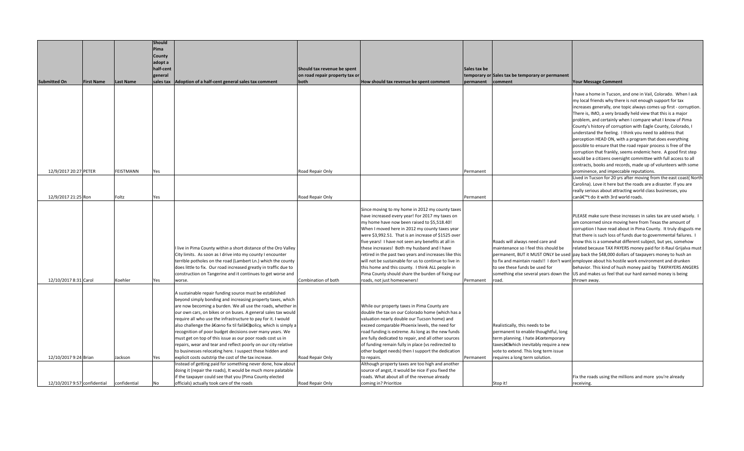| Submitted On | First Name | Last Name | Should Pima County adopt a half-cent general sales tax | Adoption of a half-cent general sales tax comment | Should tax revenue be spent on road repair property tax or both | How should tax revenue be spent comment | Sales tax be temporary or permanent | Sales tax be temporary or permanent comment | Your Message Comment |
|---|---|---|---|---|---|---|---|---|---|
| 12/9/2017 20:27 | PETER | FEISTMANN | Yes | | Road Repair Only | | Permanent | | I have a home in Tucson, and one in Vail, Colorado. When I ask my local friends why there is not enough support for tax increases generally, one topic always comes up first - corruption. There is, IMO, a very broadly held view that this is a major problem, and certainly when I compare what I know of Pima County's history of corruption with Eagle County, Colorado, I understand the feeling. I think you need to address that perception HEAD ON, with a program that does everything possible to ensure that the road repair process is free of the corruption that frankly, seems endemic here. A good first step would be a citizens oversight committee with full access to all contracts, books and records, made up of volunteers with some prominence, and impeccable reputations. |
| 12/9/2017 21:25 | Ron | Foltz | Yes | | Road Repair Only | | Permanent | | Lived in Tucson for 20 yrs after moving from the east coast( North Carolina). Love it here but the roads are a disaster. If you are really serious about attracting world class businesses, you canâ€™t do it with 3rd world roads. |
| 12/10/2017 8:31 | Carol | Koehler | Yes | I live in Pima County within a short distance of the Oro Valley City limits. As soon as I drive into my county I encounter terrible potholes on the road (Lambert Ln.) which the county does little to fix. Our road increased greatly in traffic due to construction on Tangerine and it continues to get worse and worse. | Combination of both | Since moving to my home in 2012 my county taxes have increased every year! For 2017 my taxes on my home have now been raised to $5,518.40! When I moved here in 2012 my county taxes year were $3,992.51. That is an increase of $1525 over five years! I have not seen any benefits at all in these increases! Both my husband and I have retired in the past two years and increases like this will not be sustainable for us to continue to live in this home and this county. I think ALL people in Pima County should share the burden of fixing our roads, not just homeowners! | Permanent | Roads will always need care and maintenance so I feel this should be permanent, BUT it MUST ONLY be used to fix and maintain roads!! I don't want to see these funds be used for something else several years down the road. | PLEASE make sure these increases in sales tax are used wisely. I am concerned since moving here from Texas the amount of corruption I have read about in Pima County. It truly disgusts me that there is such loss of funds due to governmental failures. I know this is a somewhat different subject, but yes, somehow related because TAX PAYERS money paid for it-Raul Grijalva must pay back the $48,000 dollars of taxpayers money to hush an employee about his hostile work environment and drunken behavior. This kind of hush money paid by TAXPAYERS ANGERS US and makes us feel that our hard earned money is being thrown away. |
| 12/10/2017 9:24 | Brian | Jackson | Yes | A sustainable repair funding source must be established beyond simply bonding and increasing property taxes, which are now becoming a burden. We all use the roads, whether in our own cars, on bikes or on buses. A general sales tax would require all who use the infrastructure to pay for it. I would also challenge the â€œno fix til failâ€ policy, which is simply a recognition of poor budget decisions over many years. We must get on top of this issue as our poor roads cost us in repairs, wear and tear and reflect poorly on our city relative to businesses relocating here. I suspect these hidden and explicit costs outstrip the cost of the tax increase. | Road Repair Only | While our property taxes in Pima County are double the tax on our Colorado home (which has a valuation nearly double our Tucson home) and exceed comparable Phoenix levels, the need for road funding is extreme. As long as the new funds are fully dedicated to repair, and all other sources of funding remain fully in place (vs redirected to other budget needs) then I support the dedication to repairs. | Permanent | Realistically, this needs to be permanent to enable thoughtful, long term planning. I hate â€œtemporary taxesâ€ which inevitably require a new vote to extend. This long term issue requires a long term solution. | |
| 12/10/2017 9:57 | confidential | confidential | No | Instead of getting paid for something never done, how about doing it (repair the roads), It would be much more palatable if the taxpayer could see that you (Pima County elected officials) actually took care of the roads | Road Repair Only | Although property taxes are too high and another source of angst, it would be nice if you fixed the roads. What about all of the revenue already coming in? Prioritize | | Stop it! | Fix the roads using the millions and more you're already receiving. |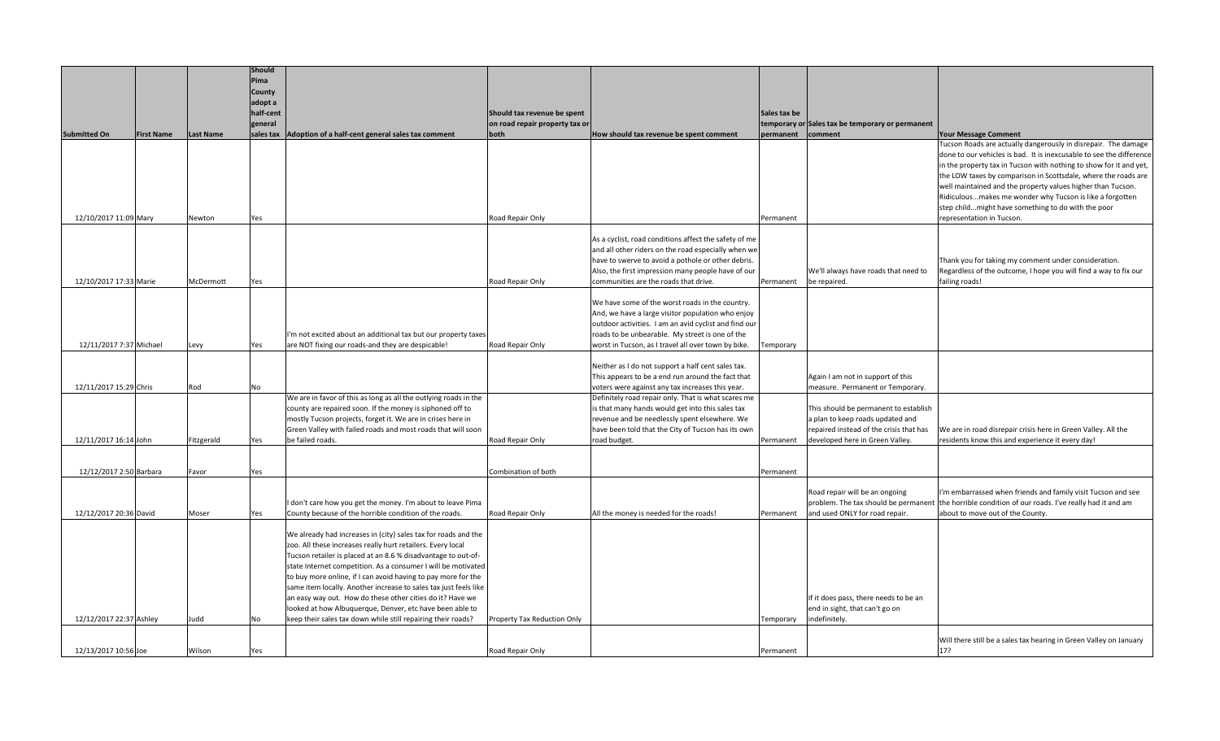| Submitted On | First Name | Last Name | Should Pima County adopt a half-cent general sales tax | Adoption of a half-cent general sales tax comment | Should tax revenue be spent on road repair property tax or both | How should tax revenue be spent comment | Sales tax be temporary or permanent | Sales tax be temporary or permanent comment | Your Message Comment |
|---|---|---|---|---|---|---|---|---|---|
| 12/10/2017 11:09 | Mary | Newton | Yes | | Road Repair Only | | Permanent | | Tucson Roads are actually dangerously in disrepair. The damage done to our vehicles is bad. It is inexcusable to see the difference in the property tax in Tucson with nothing to show for it and yet, the LOW taxes by comparison in Scottsdale, where the roads are well maintained and the property values higher than Tucson. Ridiculous...makes me wonder why Tucson is like a forgotten step child...might have something to do with the poor representation in Tucson. |
| 12/10/2017 17:33 | Marie | McDermott | Yes | | Road Repair Only | As a cyclist, road conditions affect the safety of me and all other riders on the road especially when we have to swerve to avoid a pothole or other debris. Also, the first impression many people have of our communities are the roads that drive. | Permanent | We'll always have roads that need to be repaired. | Thank you for taking my comment under consideration. Regardless of the outcome, I hope you will find a way to fix our failing roads! |
| 12/11/2017 7:37 | Michael | Levy | Yes | I'm not excited about an additional tax but our property taxes are NOT fixing our roads-and they are despicable! | Road Repair Only | We have some of the worst roads in the country. And, we have a large visitor population who enjoy outdoor activities. I am an avid cyclist and find our roads to be unbearable. My street is one of the worst in Tucson, as I travel all over town by bike. | Temporary | | |
| 12/11/2017 15:29 | Chris | Rod | No | | | Neither as I do not support a half cent sales tax. This appears to be a end run around the fact that voters were against any tax increases this year. | | Again I am not in support of this measure. Permanent or Temporary. | |
| 12/11/2017 16:14 | John | Fitzgerald | Yes | We are in favor of this as long as all the outlying roads in the county are repaired soon. If the money is siphoned off to mostly Tucson projects, forget it. We are in crises here in Green Valley with failed roads and most roads that will soon be failed roads. | Road Repair Only | Definitely road repair only. That is what scares me is that many hands would get into this sales tax revenue and be needlessly spent elsewhere. We have been told that the City of Tucson has its own road budget. | Permanent | This should be permanent to establish a plan to keep roads updated and repaired instead of the crisis that has developed here in Green Valley. | We are in road disrepair crisis here in Green Valley. All the residents know this and experience it every day! |
| 12/12/2017 2:50 | Barbara | Favor | Yes | | Combination of both | | Permanent | | |
| 12/12/2017 20:36 | David | Moser | Yes | I don't care how you get the money. I'm about to leave Pima County because of the horrible condition of the roads. | Road Repair Only | All the money is needed for the roads! | Permanent | Road repair will be an ongoing problem. The tax should be permanent and used ONLY for road repair. | I'm embarrassed when friends and family visit Tucson and see the horrible condition of our roads. I've really had it and am about to move out of the County. |
| 12/12/2017 22:37 | Ashley | Judd | No | We already had increases in (city) sales tax for roads and the zoo. All these increases really hurt retailers. Every local Tucson retailer is placed at an 8.6 % disadvantage to out-of-state Internet competition. As a consumer I will be motivated to buy more online, if I can avoid having to pay more for the same item locally. Another increase to sales tax just feels like an easy way out. How do these other cities do it? Have we looked at how Albuquerque, Denver, etc have been able to keep their sales tax down while still repairing their roads? | Property Tax Reduction Only | | Temporary | If it does pass, there needs to be an end in sight, that can't go on indefinitely. | |
| 12/13/2017 10:56 | Joe | Wilson | Yes | | Road Repair Only | | Permanent | | Will there still be a sales tax hearing in Green Valley on January 17? |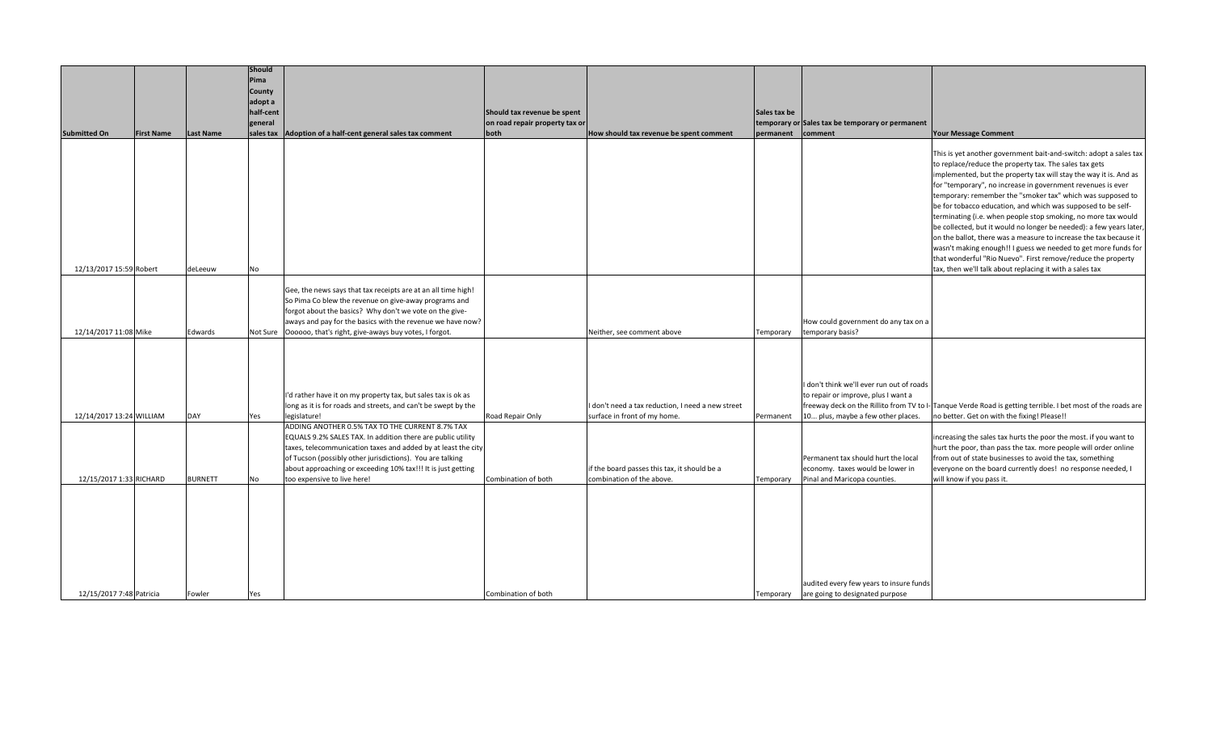| Submitted On | First Name | Last Name | Should Pima County adopt a half-cent general sales tax | Adoption of a half-cent general sales tax comment | Should tax revenue be spent on road repair property tax or both | How should tax revenue be spent comment | Sales tax be temporary or permanent | Sales tax be temporary or permanent comment | Your Message Comment |
|---|---|---|---|---|---|---|---|---|---|
| 12/13/2017 15:59 | Robert | deLeeuw | No | | | | | | This is yet another government bait-and-switch: adopt a sales tax to replace/reduce the property tax. The sales tax gets implemented, but the property tax will stay the way it is. And as for "temporary", no increase in government revenues is ever temporary: remember the "smoker tax" which was supposed to be for tobacco education, and which was supposed to be self-terminating (i.e. when people stop smoking, no more tax would be collected, but it would no longer be needed): a few years later, on the ballot, there was a measure to increase the tax because it wasn't making enough!! I guess we needed to get more funds for that wonderful "Rio Nuevo". First remove/reduce the property tax, then we'll talk about replacing it with a sales tax |
| 12/14/2017 11:08 | Mike | Edwards | Not Sure | Gee, the news says that tax receipts are at an all time high! So Pima Co blew the revenue on give-away programs and forgot about the basics? Why don't we vote on the give-aways and pay for the basics with the revenue we have now? Oooooo, that's right, give-aways buy votes, I forgot. | | Neither, see comment above | Temporary | How could government do any tax on a temporary basis? | |
| 12/14/2017 13:24 | WILLIAM | DAY | Yes | I'd rather have it on my property tax, but sales tax is ok as long as it is for roads and streets, and can't be swept by the legislature! | Road Repair Only | I don't need a tax reduction, I need a new street surface in front of my home. | Permanent | I don't think we'll ever run out of roads to repair or improve, plus I want a freeway deck on the Rillito from TV to I-10... plus, maybe a few other places. | Tanque Verde Road is getting terrible. I bet most of the roads are no better. Get on with the fixing! Please!! |
| 12/15/2017 1:33 | RICHARD | BURNETT | No | ADDING ANOTHER 0.5% TAX TO THE CURRENT 8.7% TAX EQUALS 9.2% SALES TAX. In addition there are public utility taxes, telecommunication taxes and added by at least the city of Tucson (possibly other jurisdictions). You are talking about approaching or exceeding 10% tax!!! It is just getting too expensive to live here! | Combination of both | if the board passes this tax, it should be a combination of the above. | Temporary | Permanent tax should hurt the local economy. taxes would be lower in Pinal and Maricopa counties. | increasing the sales tax hurts the poor the most. if you want to hurt the poor, than pass the tax. more people will order online from out of state businesses to avoid the tax, something everyone on the board currently does! no response needed, I will know if you pass it. |
| 12/15/2017 7:48 | Patricia | Fowler | Yes | | Combination of both | | Temporary | audited every few years to insure funds are going to designated purpose | |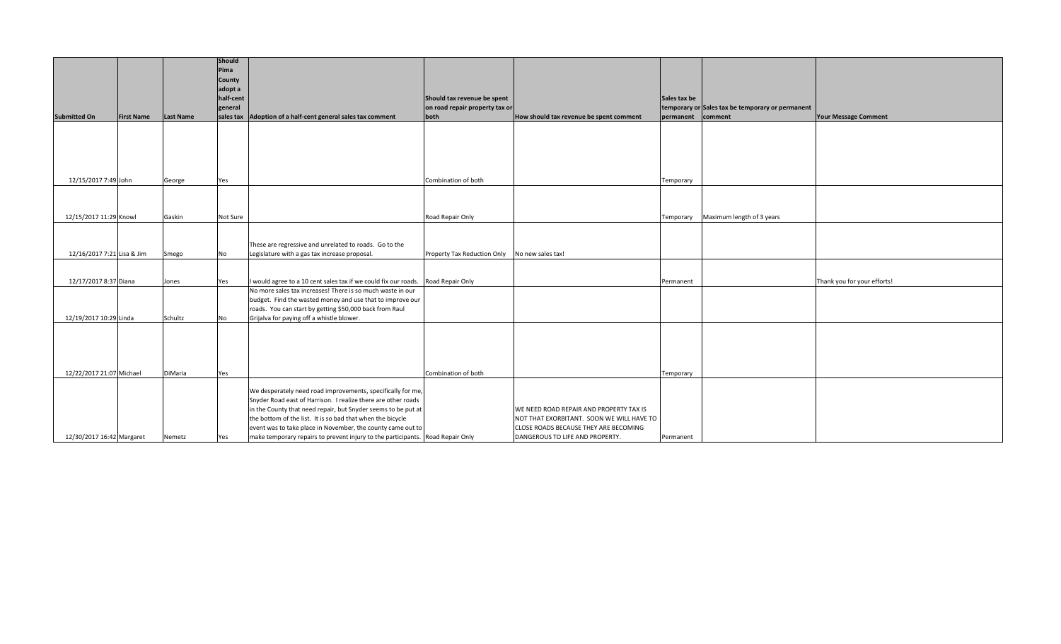| Submitted On | First Name | Last Name | Should Pima County adopt a half-cent general sales tax | Adoption of a half-cent general sales tax comment | Should tax revenue be spent on road repair property tax or both | How should tax revenue be spent comment | Sales tax be temporary or permanent | Sales tax be temporary or permanent comment | Your Message Comment |
|---|---|---|---|---|---|---|---|---|---|
| 12/15/2017 7:49 | John | George | Yes | | Combination of both | | Temporary | | |
| 12/15/2017 11:29 | Knowl | Gaskin | Not Sure | | Road Repair Only | | Temporary | Maximum length of 3 years | |
| 12/16/2017 7:21 | Lisa & Jim | Smego | No | These are regressive and unrelated to roads. Go to the Legislature with a gas tax increase proposal. | Property Tax Reduction Only | No new sales tax! | | | |
| 12/17/2017 8:37 | Diana | Jones | Yes | I would agree to a 10 cent sales tax if we could fix our roads. | Road Repair Only | | Permanent | | Thank you for your efforts! |
| 12/19/2017 10:29 | Linda | Schultz | No | No more sales tax increases! There is so much waste in our budget. Find the wasted money and use that to improve our roads. You can start by getting $50,000 back from Raul Grijalva for paying off a whistle blower. | | | | | |
| 12/22/2017 21:07 | Michael | DiMaria | Yes | | Combination of both | | Temporary | | |
| 12/30/2017 16:42 | Margaret | Nemetz | Yes | We desperately need road improvements, specifically for me, Snyder Road east of Harrison. I realize there are other roads in the County that need repair, but Snyder seems to be put at the bottom of the list. It is so bad that when the bicycle event was to take place in November, the county came out to make temporary repairs to prevent injury to the participants. | Road Repair Only | WE NEED ROAD REPAIR AND PROPERTY TAX IS NOT THAT EXORBITANT. SOON WE WILL HAVE TO CLOSE ROADS BECAUSE THEY ARE BECOMING DANGEROUS TO LIFE AND PROPERTY. | Permanent | | |